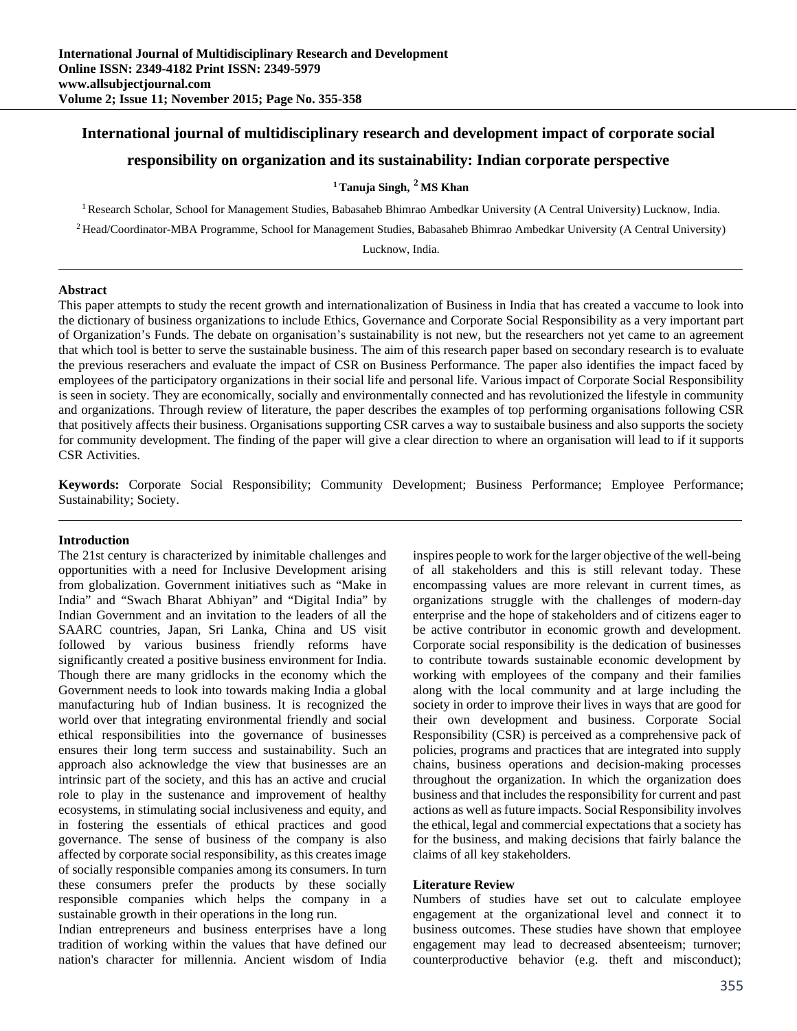# International journal of multidisciplinary research and development impact of corporate social responsibility on organization and its sustainability: Indian corporate perspective

**[1] Tanuja Singh, [2] MS Khan**

[1] Research Scholar, School for Management Studies, Babasaheb Bhimrao Ambedkar University (A Central University) Lucknow, India.

[2] Head/Coordinator-MBA Programme, School for Management Studies, Babasaheb Bhimrao Ambedkar University (A Central University) Lucknow, India.

---

**Abstract**

This paper attempts to study the recent growth and internationalization of Business in India that has created a vaccume to look into the dictionary of business organizations to include Ethics, Governance and Corporate Social Responsibility as a very important part of Organization's Funds. The debate on organisation's sustainability is not new, but the researchers not yet came to an agreement that which tool is better to serve the sustainable business. The aim of this research paper based on secondary research is to evaluate the previous reseracher and evaluate the impact of CSR on Business Performance. The paper also identifies the impact faced by employees of the participatory organizations in their social life and personal life. Various impact of Corporate Social Responsibility is seen in society. They are economically, socially and environmentally connected and has revolutionized the lifestyle in community and organizations. Through review of literature, the paper describes the examples of top performing organisations following CSR that positively affects their business. Organisations supporting CSR carves a way to sustaibale business and also supports the society for community development. The finding of the paper will give a clear direction to where an organisation will lead to if it supports CSR Activities.

**Keywords:** Corporate Social Responsibility; Community Development; Business Performance; Employee Performance; Sustainability; Society.

---

## Introduction

The 21st century is characterized by inimitable challenges and opportunities with a need for Inclusive Development arising from globalization. Government initiatives such as "Make in India" and "Swach Bharat Abhiyan" and "Digital India" by Indian Government and an invitation to the leaders of all the SAARC countries, Japan, Sri Lanka, China and US visit followed by various business friendly reforms have significantly created a positive business environment for India. Though there are many gridlocks in the economy which the Government needs to look into towards making India a global manufacturing hub of Indian business. It is recognized the world over that integrating environmental friendly and social ethical responsibilities into the governance of businesses ensures their long term success and sustainability. Such an approach also acknowledge the view that businesses are an intrinsic part of the society, and this has an active and crucial role to play in the sustenance and improvement of healthy ecosystems, in stimulating social inclusiveness and equity, and in fostering the essentials of ethical practices and good governance. The sense of business of the company is also affected by corporate social responsibility, as this creates image of socially responsible companies among its consumers. In turn these consumers prefer the products by these socially responsible companies which helps the company in a sustainable growth in their operations in the long run.

Indian entrepreneurs and business enterprises have a long tradition of working within the values that have defined our nation's character for millennia. Ancient wisdom of India inspires people to work for the larger objective of the well-being of all stakeholders and this is still relevant today. These encompassing values are more relevant in current times, as organizations struggle with the challenges of modern-day enterprise and the hope of stakeholders and of citizens eager to be active contributor in economic growth and development. Corporate social responsibility is the dedication of businesses to contribute towards sustainable economic development by working with employees of the company and their families along with the local community and at large including the society in order to improve their lives in ways that are good for their own development and business. Corporate Social Responsibility (CSR) is perceived as a comprehensive pack of policies, programs and practices that are integrated into supply chains, business operations and decision-making processes throughout the organization. In which the organization does business and that includes the responsibility for current and past actions as well as future impacts. Social Responsibility involves the ethical, legal and commercial expectations that a society has for the business, and making decisions that fairly balance the claims of all key stakeholders.

## Literature Review

Numbers of studies have set out to calculate employee engagement at the organizational level and connect it to business outcomes. These studies have shown that employee engagement may lead to decreased absenteeism; turnover; counterproductive behavior (e.g. theft and misconduct);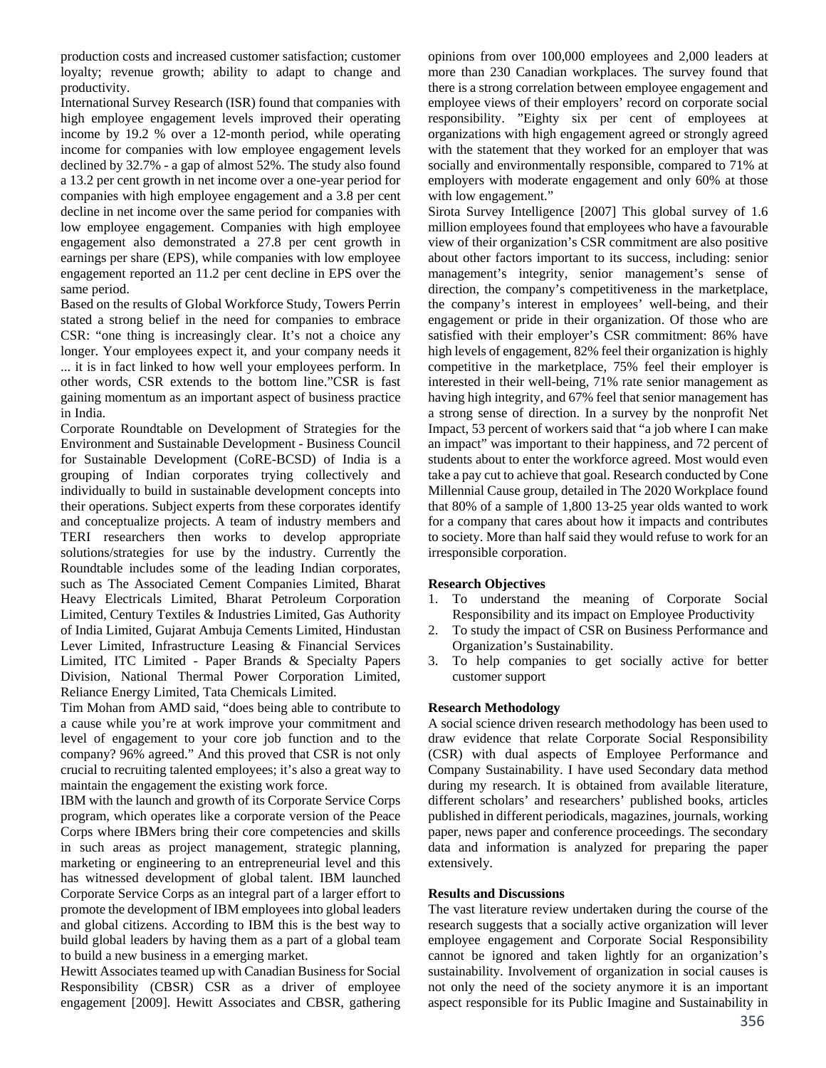production costs and increased customer satisfaction; customer loyalty; revenue growth; ability to adapt to change and productivity.

International Survey Research (ISR) found that companies with high employee engagement levels improved their operating income by 19.2 % over a 12-month period, while operating income for companies with low employee engagement levels declined by 32.7% - a gap of almost 52%. The study also found a 13.2 per cent growth in net income over a one-year period for companies with high employee engagement and a 3.8 per cent decline in net income over the same period for companies with low employee engagement. Companies with high employee engagement also demonstrated a 27.8 per cent growth in earnings per share (EPS), while companies with low employee engagement reported an 11.2 per cent decline in EPS over the same period.

Based on the results of Global Workforce Study, Towers Perrin stated a strong belief in the need for companies to embrace CSR: "one thing is increasingly clear. It's not a choice any longer. Your employees expect it, and your company needs it ... it is in fact linked to how well your employees perform. In other words, CSR extends to the bottom line."CSR is fast gaining momentum as an important aspect of business practice in India.

Corporate Roundtable on Development of Strategies for the Environment and Sustainable Development - Business Council for Sustainable Development (CoRE-BCSD) of India is a grouping of Indian corporates trying collectively and individually to build in sustainable development concepts into their operations. Subject experts from these corporates identify and conceptualize projects. A team of industry members and TERI researchers then works to develop appropriate solutions/strategies for use by the industry. Currently the Roundtable includes some of the leading Indian corporates, such as The Associated Cement Companies Limited, Bharat Heavy Electricals Limited, Bharat Petroleum Corporation Limited, Century Textiles & Industries Limited, Gas Authority of India Limited, Gujarat Ambuja Cements Limited, Hindustan Lever Limited, Infrastructure Leasing & Financial Services Limited, ITC Limited - Paper Brands & Specialty Papers Division, National Thermal Power Corporation Limited, Reliance Energy Limited, Tata Chemicals Limited.

Tim Mohan from AMD said, "does being able to contribute to a cause while you're at work improve your commitment and level of engagement to your core job function and to the company? 96% agreed." And this proved that CSR is not only crucial to recruiting talented employees; it's also a great way to maintain the engagement the existing work force.

IBM with the launch and growth of its Corporate Service Corps program, which operates like a corporate version of the Peace Corps where IBMers bring their core competencies and skills in such areas as project management, strategic planning, marketing or engineering to an entrepreneurial level and this has witnessed development of global talent. IBM launched Corporate Service Corps as an integral part of a larger effort to promote the development of IBM employees into global leaders and global citizens. According to IBM this is the best way to build global leaders by having them as a part of a global team to build a new business in a emerging market.

Hewitt Associates teamed up with Canadian Business for Social Responsibility (CBSR) CSR as a driver of employee engagement [2009]. Hewitt Associates and CBSR, gathering opinions from over 100,000 employees and 2,000 leaders at more than 230 Canadian workplaces. The survey found that there is a strong correlation between employee engagement and employee views of their employers' record on corporate social responsibility. "Eighty six per cent of employees at organizations with high engagement agreed or strongly agreed with the statement that they worked for an employer that was socially and environmentally responsible, compared to 71% at employers with moderate engagement and only 60% at those with low engagement."

Sirota Survey Intelligence [2007] This global survey of 1.6 million employees found that employees who have a favourable view of their organization's CSR commitment are also positive about other factors important to its success, including: senior management's integrity, senior management's sense of direction, the company's competitiveness in the marketplace, the company's interest in employees' well-being, and their engagement or pride in their organization. Of those who are satisfied with their employer's CSR commitment: 86% have high levels of engagement, 82% feel their organization is highly competitive in the marketplace, 75% feel their employer is interested in their well-being, 71% rate senior management as having high integrity, and 67% feel that senior management has a strong sense of direction. In a survey by the nonprofit Net Impact, 53 percent of workers said that "a job where I can make an impact" was important to their happiness, and 72 percent of students about to enter the workforce agreed. Most would even take a pay cut to achieve that goal. Research conducted by Cone Millennial Cause group, detailed in The 2020 Workplace found that 80% of a sample of 1,800 13-25 year olds wanted to work for a company that cares about how it impacts and contributes to society. More than half said they would refuse to work for an irresponsible corporation.

**Research Objectives**

1. To understand the meaning of Corporate Social Responsibility and its impact on Employee Productivity
2. To study the impact of CSR on Business Performance and Organization's Sustainability.
3. To help companies to get socially active for better customer support

**Research Methodology**

A social science driven research methodology has been used to draw evidence that relate Corporate Social Responsibility (CSR) with dual aspects of Employee Performance and Company Sustainability. I have used Secondary data method during my research. It is obtained from available literature, different scholars' and researchers' published books, articles published in different periodicals, magazines, journals, working paper, news paper and conference proceedings. The secondary data and information is analyzed for preparing the paper extensively.

**Results and Discussions**

The vast literature review undertaken during the course of the research suggests that a socially active organization will lever employee engagement and Corporate Social Responsibility cannot be ignored and taken lightly for an organization's sustainability. Involvement of organization in social causes is not only the need of the society anymore it is an important aspect responsible for its Public Imagine and Sustainability in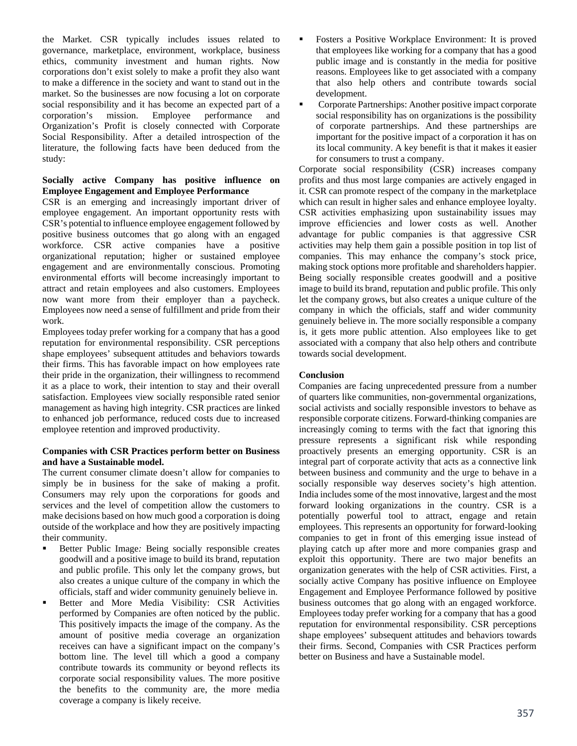the Market. CSR typically includes issues related to governance, marketplace, environment, workplace, business ethics, community investment and human rights. Now corporations don't exist solely to make a profit they also want to make a difference in the society and want to stand out in the market. So the businesses are now focusing a lot on corporate social responsibility and it has become an expected part of a corporation's mission. Employee performance and Organization's Profit is closely connected with Corporate Social Responsibility. After a detailed introspection of the literature, the following facts have been deduced from the study:

**Socially active Company has positive influence on Employee Engagement and Employee Performance**

CSR is an emerging and increasingly important driver of employee engagement. An important opportunity rests with CSR's potential to influence employee engagement followed by positive business outcomes that go along with an engaged workforce. CSR active companies have a positive organizational reputation; higher or sustained employee engagement and are environmentally conscious. Promoting environmental efforts will become increasingly important to attract and retain employees and also customers. Employees now want more from their employer than a paycheck. Employees now need a sense of fulfillment and pride from their work.

Employees today prefer working for a company that has a good reputation for environmental responsibility. CSR perceptions shape employees' subsequent attitudes and behaviors towards their firms. This has favorable impact on how employees rate their pride in the organization, their willingness to recommend it as a place to work, their intention to stay and their overall satisfaction. Employees view socially responsible rated senior management as having high integrity. CSR practices are linked to enhanced job performance, reduced costs due to increased employee retention and improved productivity.

**Companies with CSR Practices perform better on Business and have a Sustainable model.**

The current consumer climate doesn't allow for companies to simply be in business for the sake of making a profit. Consumers may rely upon the corporations for goods and services and the level of competition allow the customers to make decisions based on how much good a corporation is doing outside of the workplace and how they are positively impacting their community.

- Better Public Image*:* Being socially responsible creates goodwill and a positive image to build its brand, reputation and public profile. This only let the company grows, but also creates a unique culture of the company in which the officials, staff and wider community genuinely believe in.
- Better and More Media Visibility: CSR Activities performed by Companies are often noticed by the public. This positively impacts the image of the company. As the amount of positive media coverage an organization receives can have a significant impact on the company's bottom line. The level till which a good a company contribute towards its community or beyond reflects its corporate social responsibility values. The more positive the benefits to the community are, the more media coverage a company is likely receive.
- Fosters a Positive Workplace Environment: It is proved that employees like working for a company that has a good public image and is constantly in the media for positive reasons. Employees like to get associated with a company that also help others and contribute towards social development.
- Corporate Partnerships: Another positive impact corporate social responsibility has on organizations is the possibility of corporate partnerships. And these partnerships are important for the positive impact of a corporation it has on its local community. A key benefit is that it makes it easier for consumers to trust a company.

Corporate social responsibility (CSR) increases company profits and thus most large companies are actively engaged in it. CSR can promote respect of the company in the marketplace which can result in higher sales and enhance employee loyalty. CSR activities emphasizing upon sustainability issues may improve efficiencies and lower costs as well. Another advantage for public companies is that aggressive CSR activities may help them gain a possible position in top list of companies. This may enhance the company's stock price, making stock options more profitable and shareholders happier. Being socially responsible creates goodwill and a positive image to build its brand, reputation and public profile. This only let the company grows, but also creates a unique culture of the company in which the officials, staff and wider community genuinely believe in. The more socially responsible a company is, it gets more public attention. Also employees like to get associated with a company that also help others and contribute towards social development.

**Conclusion**

Companies are facing unprecedented pressure from a number of quarters like communities, non-governmental organizations, social activists and socially responsible investors to behave as responsible corporate citizens. Forward-thinking companies are increasingly coming to terms with the fact that ignoring this pressure represents a significant risk while responding proactively presents an emerging opportunity. CSR is an integral part of corporate activity that acts as a connective link between business and community and the urge to behave in a socially responsible way deserves society's high attention. India includes some of the most innovative, largest and the most forward looking organizations in the country. CSR is a potentially powerful tool to attract, engage and retain employees. This represents an opportunity for forward-looking companies to get in front of this emerging issue instead of playing catch up after more and more companies grasp and exploit this opportunity. There are two major benefits an organization generates with the help of CSR activities. First, a socially active Company has positive influence on Employee Engagement and Employee Performance followed by positive business outcomes that go along with an engaged workforce. Employees today prefer working for a company that has a good reputation for environmental responsibility. CSR perceptions shape employees' subsequent attitudes and behaviors towards their firms. Second, Companies with CSR Practices perform better on Business and have a Sustainable model.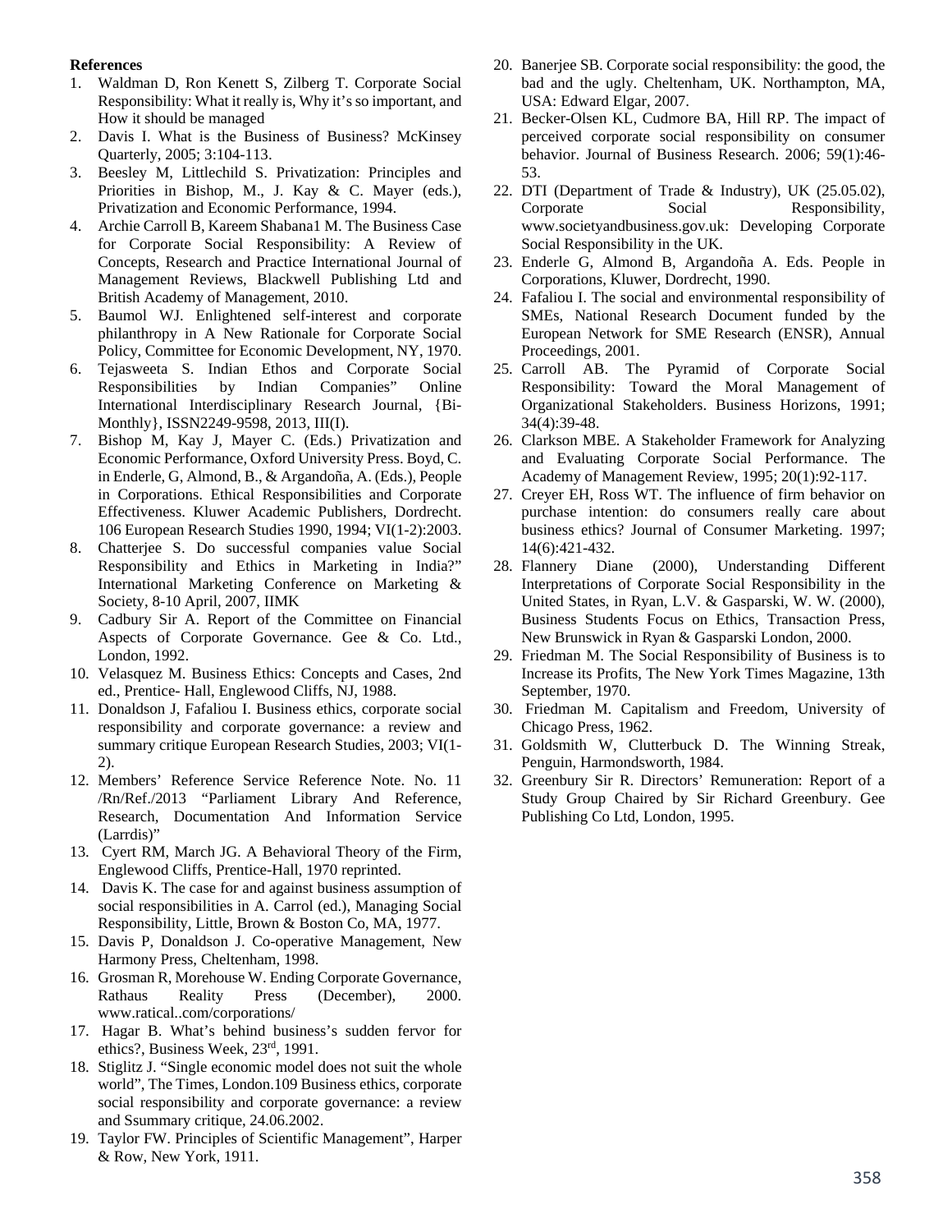**References**

1. Waldman D, Ron Kenett S, Zilberg T. Corporate Social Responsibility: What it really is, Why it's so important, and How it should be managed
2. Davis I. What is the Business of Business? McKinsey Quarterly, 2005; 3:104-113.
3. Beesley M, Littlechild S. Privatization: Principles and Priorities in Bishop, M., J. Kay & C. Mayer (eds.), Privatization and Economic Performance, 1994.
4. Archie Carroll B, Kareem Shabana1 M. The Business Case for Corporate Social Responsibility: A Review of Concepts, Research and Practice International Journal of Management Reviews, Blackwell Publishing Ltd and British Academy of Management, 2010.
5. Baumol WJ. Enlightened self-interest and corporate philanthropy in A New Rationale for Corporate Social Policy, Committee for Economic Development, NY, 1970.
6. Tejasweeta S. Indian Ethos and Corporate Social Responsibilities by Indian Companies" Online International Interdisciplinary Research Journal, {Bi-Monthly}, ISSN2249-9598, 2013, III(I).
7. Bishop M, Kay J, Mayer C. (Eds.) Privatization and Economic Performance, Oxford University Press. Boyd, C. in Enderle, G, Almond, B., & Argandoña, A. (Eds.), People in Corporations. Ethical Responsibilities and Corporate Effectiveness. Kluwer Academic Publishers, Dordrecht. 106 European Research Studies 1990, 1994; VI(1-2):2003.
8. Chatterjee S. Do successful companies value Social Responsibility and Ethics in Marketing in India?" International Marketing Conference on Marketing & Society, 8-10 April, 2007, IIMK
9. Cadbury Sir A. Report of the Committee on Financial Aspects of Corporate Governance. Gee & Co. Ltd., London, 1992.
10. Velasquez M. Business Ethics: Concepts and Cases, 2nd ed., Prentice- Hall, Englewood Cliffs, NJ, 1988.
11. Donaldson J, Fafaliou I. Business ethics, corporate social responsibility and corporate governance: a review and summary critique European Research Studies, 2003; VI(1-2).
12. Members' Reference Service Reference Note. No. 11 /Rn/Ref./2013 "Parliament Library And Reference, Research, Documentation And Information Service (Larrdis)"
13. Cyert RM, March JG. A Behavioral Theory of the Firm, Englewood Cliffs, Prentice-Hall, 1970 reprinted.
14. Davis K. The case for and against business assumption of social responsibilities in A. Carrol (ed.), Managing Social Responsibility, Little, Brown & Boston Co, MA, 1977.
15. Davis P, Donaldson J. Co-operative Management, New Harmony Press, Cheltenham, 1998.
16. Grosman R, Morehouse W. Ending Corporate Governance, Rathaus Reality Press (December), 2000. www.ratical..com/corporations/
17. Hagar B. What's behind business's sudden fervor for ethics?, Business Week, 23rd, 1991.
18. Stiglitz J. "Single economic model does not suit the whole world", The Times, London.109 Business ethics, corporate social responsibility and corporate governance: a review and Ssummary critique, 24.06.2002.
19. Taylor FW. Principles of Scientific Management", Harper & Row, New York, 1911.
20. Banerjee SB. Corporate social responsibility: the good, the bad and the ugly. Cheltenham, UK. Northampton, MA, USA: Edward Elgar, 2007.
21. Becker-Olsen KL, Cudmore BA, Hill RP. The impact of perceived corporate social responsibility on consumer behavior. Journal of Business Research. 2006; 59(1):46-53.
22. DTI (Department of Trade & Industry), UK (25.05.02), Corporate Social Responsibility, www.societyandbusiness.gov.uk: Developing Corporate Social Responsibility in the UK.
23. Enderle G, Almond B, Argandoña A. Eds. People in Corporations, Kluwer, Dordrecht, 1990.
24. Fafaliou I. The social and environmental responsibility of SMEs, National Research Document funded by the European Network for SME Research (ENSR), Annual Proceedings, 2001.
25. Carroll AB. The Pyramid of Corporate Social Responsibility: Toward the Moral Management of Organizational Stakeholders. Business Horizons, 1991; 34(4):39-48.
26. Clarkson MBE. A Stakeholder Framework for Analyzing and Evaluating Corporate Social Performance. The Academy of Management Review, 1995; 20(1):92-117.
27. Creyer EH, Ross WT. The influence of firm behavior on purchase intention: do consumers really care about business ethics? Journal of Consumer Marketing. 1997; 14(6):421-432.
28. Flannery Diane (2000), Understanding Different Interpretations of Corporate Social Responsibility in the United States, in Ryan, L.V. & Gasparski, W. W. (2000), Business Students Focus on Ethics, Transaction Press, New Brunswick in Ryan & Gasparski London, 2000.
29. Friedman M. The Social Responsibility of Business is to Increase its Profits, The New York Times Magazine, 13th September, 1970.
30. Friedman M. Capitalism and Freedom, University of Chicago Press, 1962.
31. Goldsmith W, Clutterbuck D. The Winning Streak, Penguin, Harmondsworth, 1984.
32. Greenbury Sir R. Directors' Remuneration: Report of a Study Group Chaired by Sir Richard Greenbury. Gee Publishing Co Ltd, London, 1995.